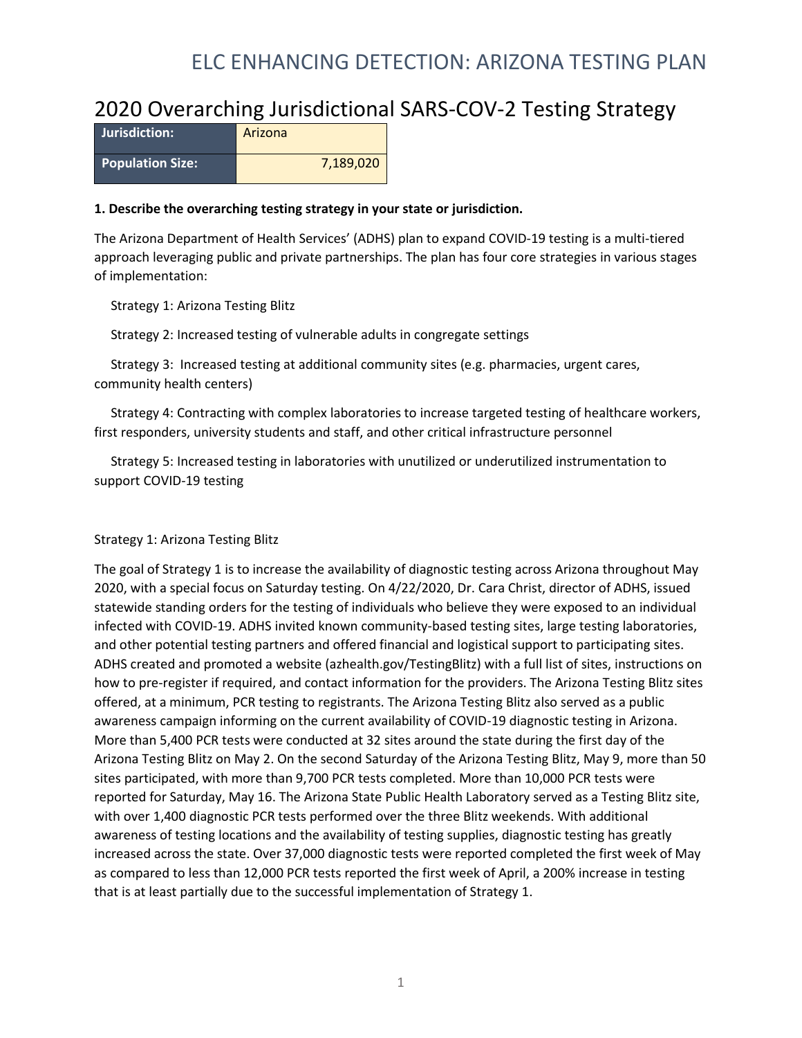# ELC ENHANCING DETECTION: ARIZONA TESTING PLAN

## 2020 Overarching Jurisdictional SARS-COV-2 Testing Strategy

| Jurisdiction: | Arizona |
|---|---|
| Population Size: | 7,189,020 |

**1. Describe the overarching testing strategy in your state or jurisdiction.**

The Arizona Department of Health Services' (ADHS) plan to expand COVID-19 testing is a multi-tiered approach leveraging public and private partnerships. The plan has four core strategies in various stages of implementation:

Strategy 1: Arizona Testing Blitz

Strategy 2: Increased testing of vulnerable adults in congregate settings

Strategy 3: Increased testing at additional community sites (e.g. pharmacies, urgent cares, community health centers)

Strategy 4: Contracting with complex laboratories to increase targeted testing of healthcare workers, first responders, university students and staff, and other critical infrastructure personnel

Strategy 5: Increased testing in laboratories with unutilized or underutilized instrumentation to support COVID-19 testing

Strategy 1: Arizona Testing Blitz

The goal of Strategy 1 is to increase the availability of diagnostic testing across Arizona throughout May 2020, with a special focus on Saturday testing. On 4/22/2020, Dr. Cara Christ, director of ADHS, issued statewide standing orders for the testing of individuals who believe they were exposed to an individual infected with COVID-19. ADHS invited known community-based testing sites, large testing laboratories, and other potential testing partners and offered financial and logistical support to participating sites. ADHS created and promoted a website (azhealth.gov/TestingBlitz) with a full list of sites, instructions on how to pre-register if required, and contact information for the providers. The Arizona Testing Blitz sites offered, at a minimum, PCR testing to registrants. The Arizona Testing Blitz also served as a public awareness campaign informing on the current availability of COVID-19 diagnostic testing in Arizona. More than 5,400 PCR tests were conducted at 32 sites around the state during the first day of the Arizona Testing Blitz on May 2. On the second Saturday of the Arizona Testing Blitz, May 9, more than 50 sites participated, with more than 9,700 PCR tests completed. More than 10,000 PCR tests were reported for Saturday, May 16. The Arizona State Public Health Laboratory served as a Testing Blitz site, with over 1,400 diagnostic PCR tests performed over the three Blitz weekends. With additional awareness of testing locations and the availability of testing supplies, diagnostic testing has greatly increased across the state. Over 37,000 diagnostic tests were reported completed the first week of May as compared to less than 12,000 PCR tests reported the first week of April, a 200% increase in testing that is at least partially due to the successful implementation of Strategy 1.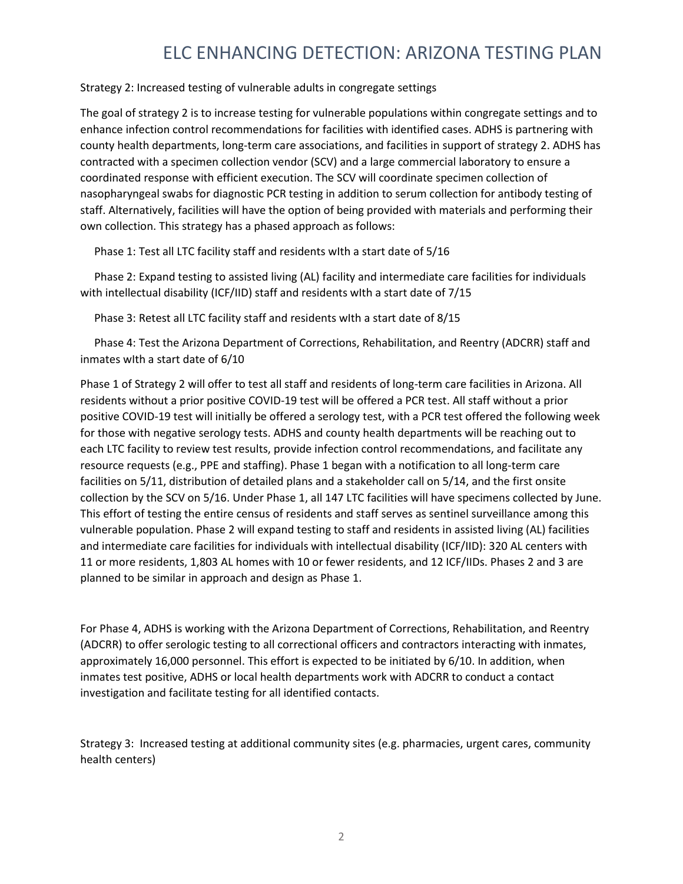Strategy 2: Increased testing of vulnerable adults in congregate settings

The goal of strategy 2 is to increase testing for vulnerable populations within congregate settings and to enhance infection control recommendations for facilities with identified cases. ADHS is partnering with county health departments, long-term care associations, and facilities in support of strategy 2. ADHS has contracted with a specimen collection vendor (SCV) and a large commercial laboratory to ensure a coordinated response with efficient execution. The SCV will coordinate specimen collection of nasopharyngeal swabs for diagnostic PCR testing in addition to serum collection for antibody testing of staff. Alternatively, facilities will have the option of being provided with materials and performing their own collection. This strategy has a phased approach as follows:

Phase 1: Test all LTC facility staff and residents wIth a start date of 5/16

Phase 2: Expand testing to assisted living (AL) facility and intermediate care facilities for individuals with intellectual disability (ICF/IID) staff and residents wIth a start date of 7/15

Phase 3: Retest all LTC facility staff and residents wIth a start date of 8/15

Phase 4: Test the Arizona Department of Corrections, Rehabilitation, and Reentry (ADCRR) staff and inmates wIth a start date of 6/10

Phase 1 of Strategy 2 will offer to test all staff and residents of long-term care facilities in Arizona. All residents without a prior positive COVID-19 test will be offered a PCR test. All staff without a prior positive COVID-19 test will initially be offered a serology test, with a PCR test offered the following week for those with negative serology tests. ADHS and county health departments will be reaching out to each LTC facility to review test results, provide infection control recommendations, and facilitate any resource requests (e.g., PPE and staffing). Phase 1 began with a notification to all long-term care facilities on 5/11, distribution of detailed plans and a stakeholder call on 5/14, and the first onsite collection by the SCV on 5/16. Under Phase 1, all 147 LTC facilities will have specimens collected by June. This effort of testing the entire census of residents and staff serves as sentinel surveillance among this vulnerable population. Phase 2 will expand testing to staff and residents in assisted living (AL) facilities and intermediate care facilities for individuals with intellectual disability (ICF/IID): 320 AL centers with 11 or more residents, 1,803 AL homes with 10 or fewer residents, and 12 ICF/IIDs. Phases 2 and 3 are planned to be similar in approach and design as Phase 1.

For Phase 4, ADHS is working with the Arizona Department of Corrections, Rehabilitation, and Reentry (ADCRR) to offer serologic testing to all correctional officers and contractors interacting with inmates, approximately 16,000 personnel. This effort is expected to be initiated by 6/10. In addition, when inmates test positive, ADHS or local health departments work with ADCRR to conduct a contact investigation and facilitate testing for all identified contacts.

Strategy 3: Increased testing at additional community sites (e.g. pharmacies, urgent cares, community health centers)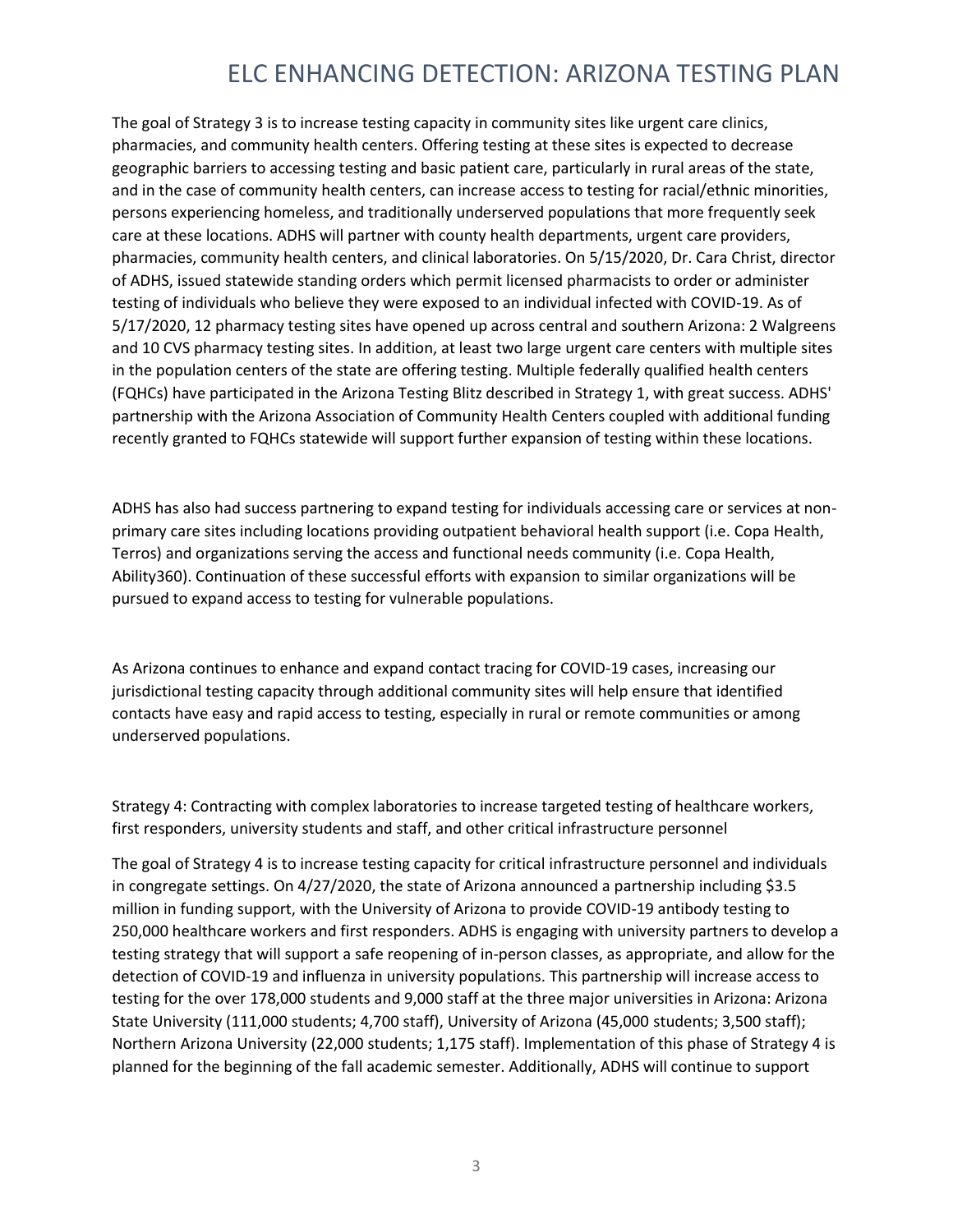The goal of Strategy 3 is to increase testing capacity in community sites like urgent care clinics, pharmacies, and community health centers. Offering testing at these sites is expected to decrease geographic barriers to accessing testing and basic patient care, particularly in rural areas of the state, and in the case of community health centers, can increase access to testing for racial/ethnic minorities, persons experiencing homeless, and traditionally underserved populations that more frequently seek care at these locations. ADHS will partner with county health departments, urgent care providers, pharmacies, community health centers, and clinical laboratories. On 5/15/2020, Dr. Cara Christ, director of ADHS, issued statewide standing orders which permit licensed pharmacists to order or administer testing of individuals who believe they were exposed to an individual infected with COVID-19. As of 5/17/2020, 12 pharmacy testing sites have opened up across central and southern Arizona: 2 Walgreens and 10 CVS pharmacy testing sites. In addition, at least two large urgent care centers with multiple sites in the population centers of the state are offering testing. Multiple federally qualified health centers (FQHCs) have participated in the Arizona Testing Blitz described in Strategy 1, with great success. ADHS' partnership with the Arizona Association of Community Health Centers coupled with additional funding recently granted to FQHCs statewide will support further expansion of testing within these locations.

ADHS has also had success partnering to expand testing for individuals accessing care or services at non-primary care sites including locations providing outpatient behavioral health support (i.e. Copa Health, Terros) and organizations serving the access and functional needs community (i.e. Copa Health, Ability360). Continuation of these successful efforts with expansion to similar organizations will be pursued to expand access to testing for vulnerable populations.

As Arizona continues to enhance and expand contact tracing for COVID-19 cases, increasing our jurisdictional testing capacity through additional community sites will help ensure that identified contacts have easy and rapid access to testing, especially in rural or remote communities or among underserved populations.

Strategy 4: Contracting with complex laboratories to increase targeted testing of healthcare workers, first responders, university students and staff, and other critical infrastructure personnel

The goal of Strategy 4 is to increase testing capacity for critical infrastructure personnel and individuals in congregate settings. On 4/27/2020, the state of Arizona announced a partnership including $3.5 million in funding support, with the University of Arizona to provide COVID-19 antibody testing to 250,000 healthcare workers and first responders. ADHS is engaging with university partners to develop a testing strategy that will support a safe reopening of in-person classes, as appropriate, and allow for the detection of COVID-19 and influenza in university populations. This partnership will increase access to testing for the over 178,000 students and 9,000 staff at the three major universities in Arizona: Arizona State University (111,000 students; 4,700 staff), University of Arizona (45,000 students; 3,500 staff); Northern Arizona University (22,000 students; 1,175 staff). Implementation of this phase of Strategy 4 is planned for the beginning of the fall academic semester. Additionally, ADHS will continue to support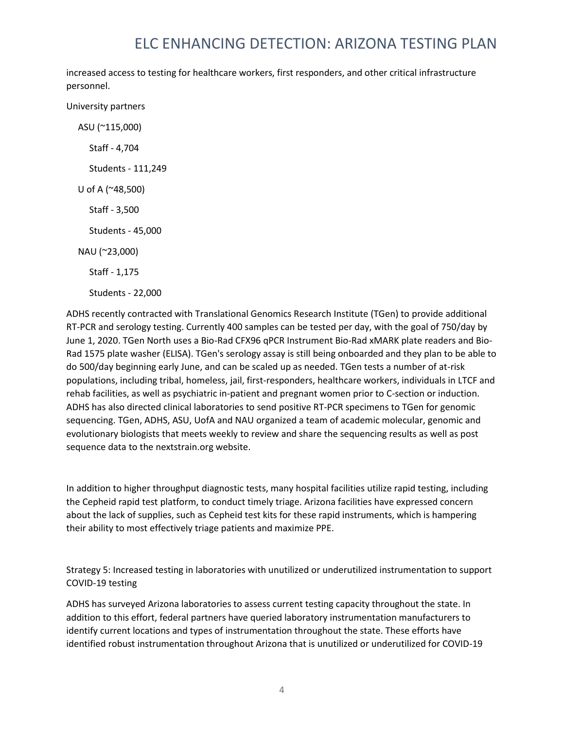increased access to testing for healthcare workers, first responders, and other critical infrastructure personnel.

University partners

- ASU (~115,000)
  - Staff - 4,704
  - Students - 111,249
- U of A (~48,500)
  - Staff - 3,500
  - Students - 45,000
- NAU (~23,000)
  - Staff - 1,175
  - Students - 22,000

ADHS recently contracted with Translational Genomics Research Institute (TGen) to provide additional RT-PCR and serology testing. Currently 400 samples can be tested per day, with the goal of 750/day by June 1, 2020. TGen North uses a Bio-Rad CFX96 qPCR Instrument Bio-Rad xMARK plate readers and Bio-Rad 1575 plate washer (ELISA). TGen's serology assay is still being onboarded and they plan to be able to do 500/day beginning early June, and can be scaled up as needed. TGen tests a number of at-risk populations, including tribal, homeless, jail, first-responders, healthcare workers, individuals in LTCF and rehab facilities, as well as psychiatric in-patient and pregnant women prior to C-section or induction. ADHS has also directed clinical laboratories to send positive RT-PCR specimens to TGen for genomic sequencing. TGen, ADHS, ASU, UofA and NAU organized a team of academic molecular, genomic and evolutionary biologists that meets weekly to review and share the sequencing results as well as post sequence data to the nextstrain.org website.

In addition to higher throughput diagnostic tests, many hospital facilities utilize rapid testing, including the Cepheid rapid test platform, to conduct timely triage. Arizona facilities have expressed concern about the lack of supplies, such as Cepheid test kits for these rapid instruments, which is hampering their ability to most effectively triage patients and maximize PPE.

Strategy 5: Increased testing in laboratories with unutilized or underutilized instrumentation to support COVID-19 testing

ADHS has surveyed Arizona laboratories to assess current testing capacity throughout the state. In addition to this effort, federal partners have queried laboratory instrumentation manufacturers to identify current locations and types of instrumentation throughout the state. These efforts have identified robust instrumentation throughout Arizona that is unutilized or underutilized for COVID-19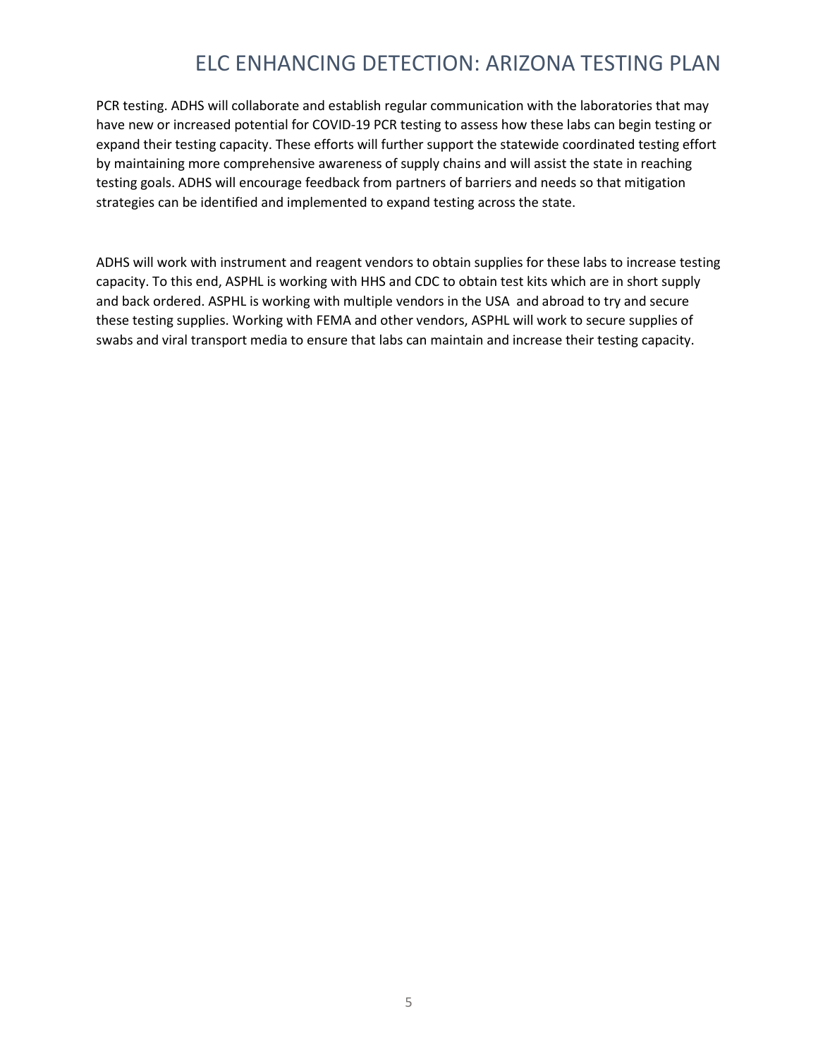PCR testing. ADHS will collaborate and establish regular communication with the laboratories that may have new or increased potential for COVID-19 PCR testing to assess how these labs can begin testing or expand their testing capacity. These efforts will further support the statewide coordinated testing effort by maintaining more comprehensive awareness of supply chains and will assist the state in reaching testing goals. ADHS will encourage feedback from partners of barriers and needs so that mitigation strategies can be identified and implemented to expand testing across the state.

ADHS will work with instrument and reagent vendors to obtain supplies for these labs to increase testing capacity. To this end, ASPHL is working with HHS and CDC to obtain test kits which are in short supply and back ordered. ASPHL is working with multiple vendors in the USA and abroad to try and secure these testing supplies. Working with FEMA and other vendors, ASPHL will work to secure supplies of swabs and viral transport media to ensure that labs can maintain and increase their testing capacity.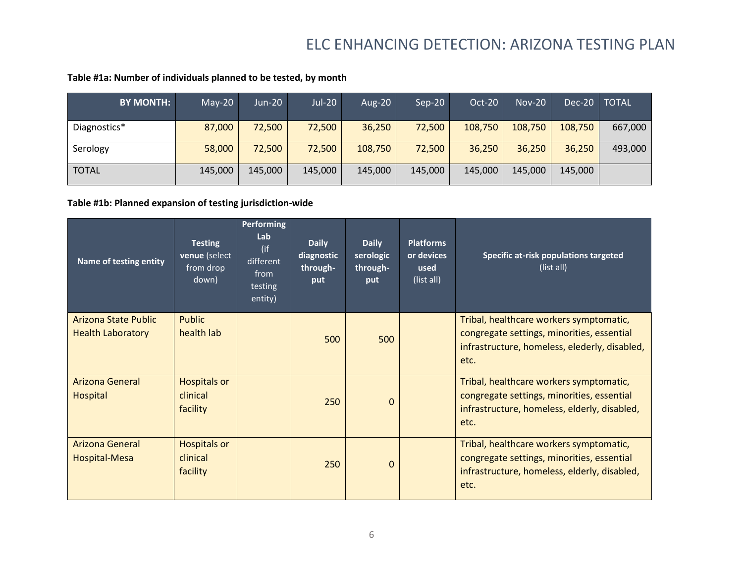**Table #1a: Number of individuals planned to be tested, by month**

| BY MONTH: | May-20 | Jun-20 | Jul-20 | Aug-20 | Sep-20 | Oct-20 | Nov-20 | Dec-20 | TOTAL |
|---|---|---|---|---|---|---|---|---|---|
| Diagnostics* | 87,000 | 72,500 | 72,500 | 36,250 | 72,500 | 108,750 | 108,750 | 108,750 | 667,000 |
| Serology | 58,000 | 72,500 | 72,500 | 108,750 | 72,500 | 36,250 | 36,250 | 36,250 | 493,000 |
| TOTAL | 145,000 | 145,000 | 145,000 | 145,000 | 145,000 | 145,000 | 145,000 | 145,000 | |

**Table #1b: Planned expansion of testing jurisdiction-wide**

| Name of testing entity | Testing venue (select from drop down) | Performing Lab (if different from testing entity) | Daily diagnostic through-put | Daily serologic through-put | Platforms or devices used (list all) | Specific at-risk populations targeted (list all) |
|---|---|---|---|---|---|---|
| Arizona State Public Health Laboratory | Public health lab | | 500 | 500 | | Tribal, healthcare workers symptomatic, congregate settings, minorities, essential infrastructure, homeless, elederly, disabled, etc. |
| Arizona General Hospital | Hospitals or clinical facility | | 250 | 0 | | Tribal, healthcare workers symptomatic, congregate settings, minorities, essential infrastructure, homeless, elderly, disabled, etc. |
| Arizona General Hospital-Mesa | Hospitals or clinical facility | | 250 | 0 | | Tribal, healthcare workers symptomatic, congregate settings, minorities, essential infrastructure, homeless, elderly, disabled, etc. |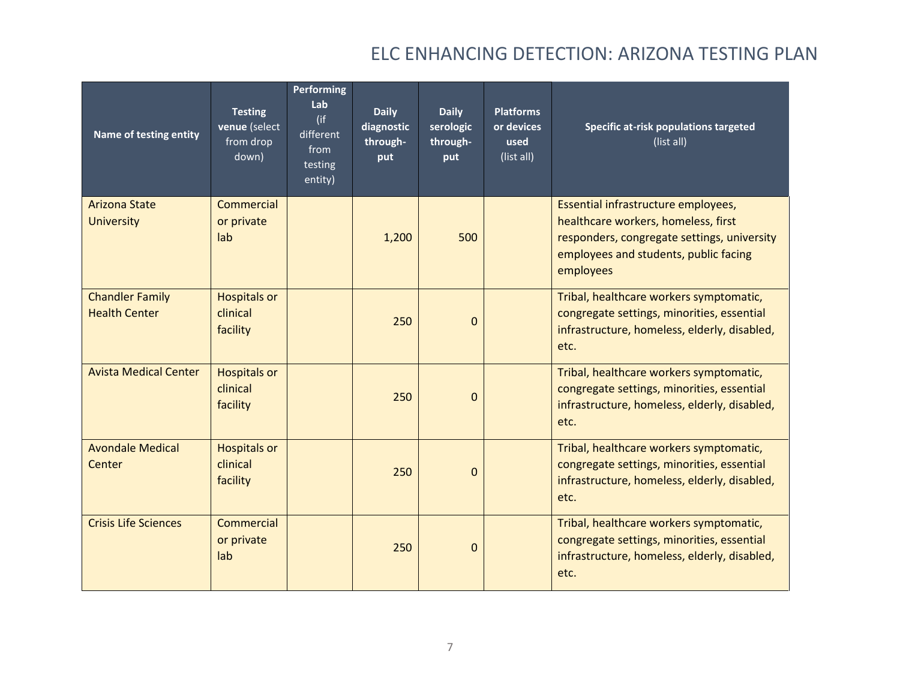# ELC ENHANCING DETECTION: ARIZONA TESTING PLAN

| Name of testing entity | Testing venue (select from drop down) | Performing Lab (if different from testing entity) | Daily diagnostic through-put | Daily serologic through-put | Platforms or devices used (list all) | Specific at-risk populations targeted (list all) |
|---|---|---|---|---|---|---|
| Arizona State University | Commercial or private lab | | 1,200 | 500 | | Essential infrastructure employees, healthcare workers, homeless, first responders, congregate settings, university employees and students, public facing employees |
| Chandler Family Health Center | Hospitals or clinical facility | | 250 | 0 | | Tribal, healthcare workers symptomatic, congregate settings, minorities, essential infrastructure, homeless, elderly, disabled, etc. |
| Avista Medical Center | Hospitals or clinical facility | | 250 | 0 | | Tribal, healthcare workers symptomatic, congregate settings, minorities, essential infrastructure, homeless, elderly, disabled, etc. |
| Avondale Medical Center | Hospitals or clinical facility | | 250 | 0 | | Tribal, healthcare workers symptomatic, congregate settings, minorities, essential infrastructure, homeless, elderly, disabled, etc. |
| Crisis Life Sciences | Commercial or private lab | | 250 | 0 | | Tribal, healthcare workers symptomatic, congregate settings, minorities, essential infrastructure, homeless, elderly, disabled, etc. |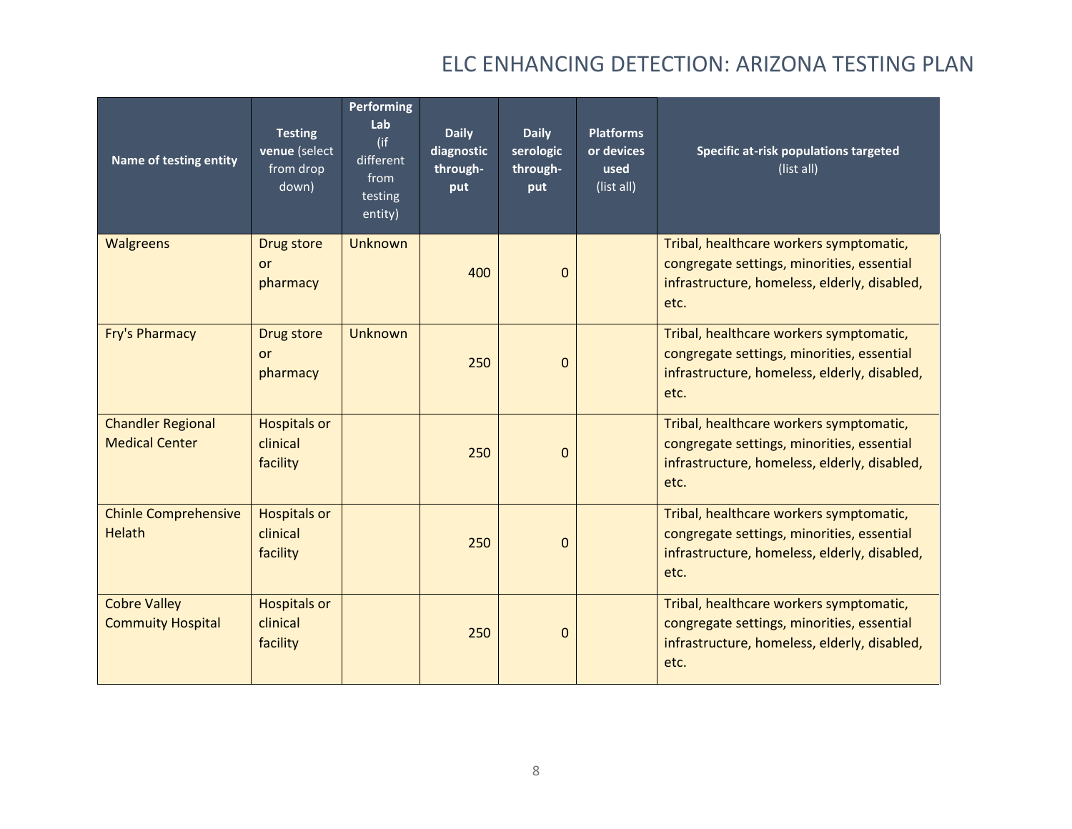| Name of testing entity | Testing venue (select from drop down) | Performing Lab (if different from testing entity) | Daily diagnostic through-put | Daily serologic through-put | Platforms or devices used (list all) | Specific at-risk populations targeted (list all) |
|---|---|---|---|---|---|---|
| Walgreens | Drug store or pharmacy | Unknown | 400 | 0 | | Tribal, healthcare workers symptomatic, congregate settings, minorities, essential infrastructure, homeless, elderly, disabled, etc. |
| Fry's Pharmacy | Drug store or pharmacy | Unknown | 250 | 0 | | Tribal, healthcare workers symptomatic, congregate settings, minorities, essential infrastructure, homeless, elderly, disabled, etc. |
| Chandler Regional Medical Center | Hospitals or clinical facility | | 250 | 0 | | Tribal, healthcare workers symptomatic, congregate settings, minorities, essential infrastructure, homeless, elderly, disabled, etc. |
| Chinle Comprehensive Helath | Hospitals or clinical facility | | 250 | 0 | | Tribal, healthcare workers symptomatic, congregate settings, minorities, essential infrastructure, homeless, elderly, disabled, etc. |
| Cobre Valley Commuity Hospital | Hospitals or clinical facility | | 250 | 0 | | Tribal, healthcare workers symptomatic, congregate settings, minorities, essential infrastructure, homeless, elderly, disabled, etc. |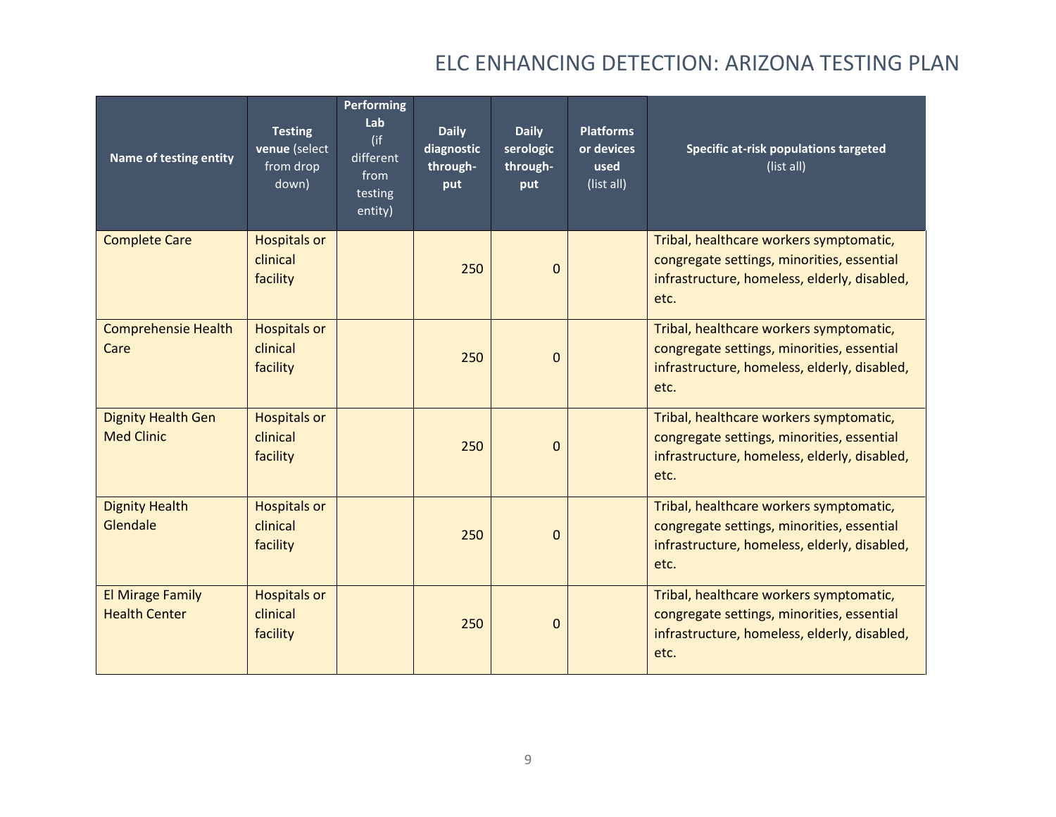| Name of testing entity | Testing venue (select from drop down) | Performing Lab (if different from testing entity) | Daily diagnostic through-put | Daily serologic through-put | Platforms or devices used (list all) | Specific at-risk populations targeted (list all) |
|---|---|---|---|---|---|---|
| Complete Care | Hospitals or clinical facility | | 250 | 0 | | Tribal, healthcare workers symptomatic, congregate settings, minorities, essential infrastructure, homeless, elderly, disabled, etc. |
| Comprehensie Health Care | Hospitals or clinical facility | | 250 | 0 | | Tribal, healthcare workers symptomatic, congregate settings, minorities, essential infrastructure, homeless, elderly, disabled, etc. |
| Dignity Health Gen Med Clinic | Hospitals or clinical facility | | 250 | 0 | | Tribal, healthcare workers symptomatic, congregate settings, minorities, essential infrastructure, homeless, elderly, disabled, etc. |
| Dignity Health Glendale | Hospitals or clinical facility | | 250 | 0 | | Tribal, healthcare workers symptomatic, congregate settings, minorities, essential infrastructure, homeless, elderly, disabled, etc. |
| El Mirage Family Health Center | Hospitals or clinical facility | | 250 | 0 | | Tribal, healthcare workers symptomatic, congregate settings, minorities, essential infrastructure, homeless, elderly, disabled, etc. |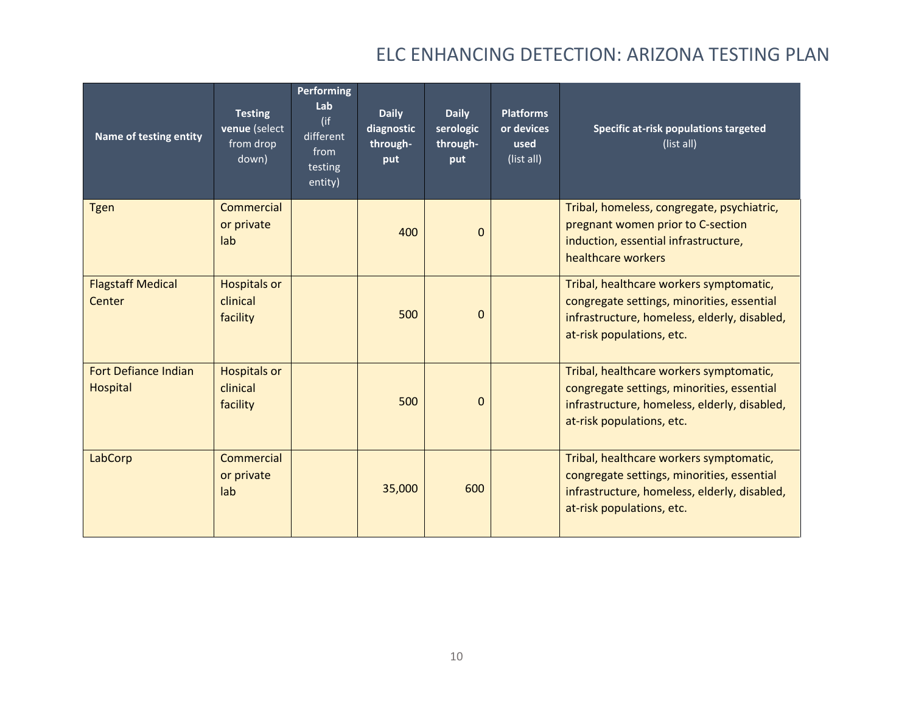| Name of testing entity | Testing venue (select from drop down) | Performing Lab (if different from testing entity) | Daily diagnostic through-put | Daily serologic through-put | Platforms or devices used (list all) | Specific at-risk populations targeted (list all) |
|---|---|---|---|---|---|---|
| Tgen | Commercial or private lab | | 400 | 0 | | Tribal, homeless, congregate, psychiatric, pregnant women prior to C-section induction, essential infrastructure, healthcare workers |
| Flagstaff Medical Center | Hospitals or clinical facility | | 500 | 0 | | Tribal, healthcare workers symptomatic, congregate settings, minorities, essential infrastructure, homeless, elderly, disabled, at-risk populations, etc. |
| Fort Defiance Indian Hospital | Hospitals or clinical facility | | 500 | 0 | | Tribal, healthcare workers symptomatic, congregate settings, minorities, essential infrastructure, homeless, elderly, disabled, at-risk populations, etc. |
| LabCorp | Commercial or private lab | | 35,000 | 600 | | Tribal, healthcare workers symptomatic, congregate settings, minorities, essential infrastructure, homeless, elderly, disabled, at-risk populations, etc. |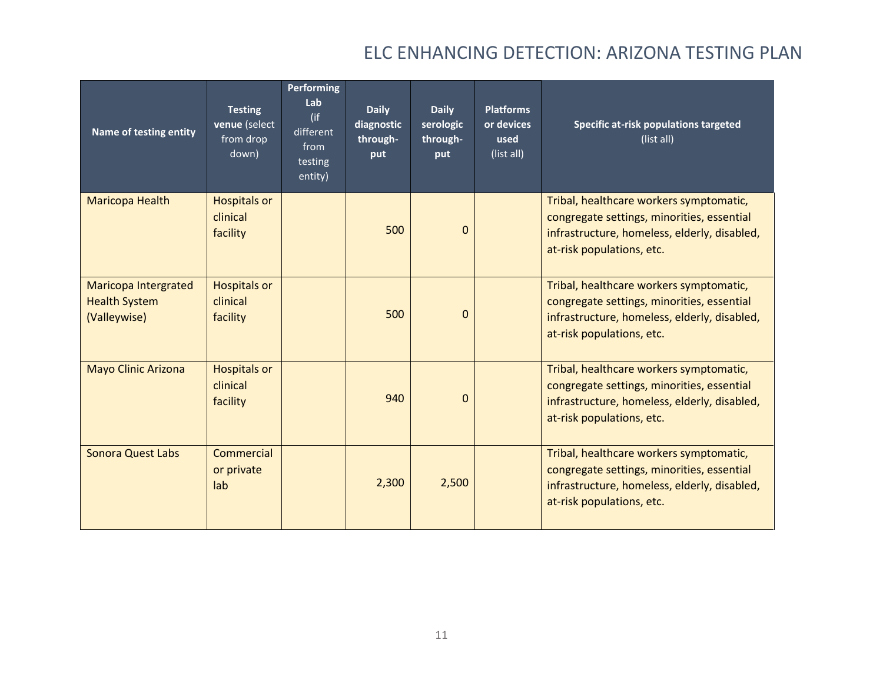| Name of testing entity | **Testing venue** (select from drop down) | **Performing Lab** (if different from testing entity) | **Daily diagnostic through-put** | **Daily serologic through-put** | **Platforms or devices used** (list all) | **Specific at-risk populations targeted** (list all) |
|---|---|---|---|---|---|---|
| Maricopa Health | Hospitals or clinical facility | | 500 | 0 | | Tribal, healthcare workers symptomatic, congregate settings, minorities, essential infrastructure, homeless, elderly, disabled, at-risk populations, etc. |
| Maricopa Intergrated Health System (Valleywise) | Hospitals or clinical facility | | 500 | 0 | | Tribal, healthcare workers symptomatic, congregate settings, minorities, essential infrastructure, homeless, elderly, disabled, at-risk populations, etc. |
| Mayo Clinic Arizona | Hospitals or clinical facility | | 940 | 0 | | Tribal, healthcare workers symptomatic, congregate settings, minorities, essential infrastructure, homeless, elderly, disabled, at-risk populations, etc. |
| Sonora Quest Labs | Commercial or private lab | | 2,300 | 2,500 | | Tribal, healthcare workers symptomatic, congregate settings, minorities, essential infrastructure, homeless, elderly, disabled, at-risk populations, etc. |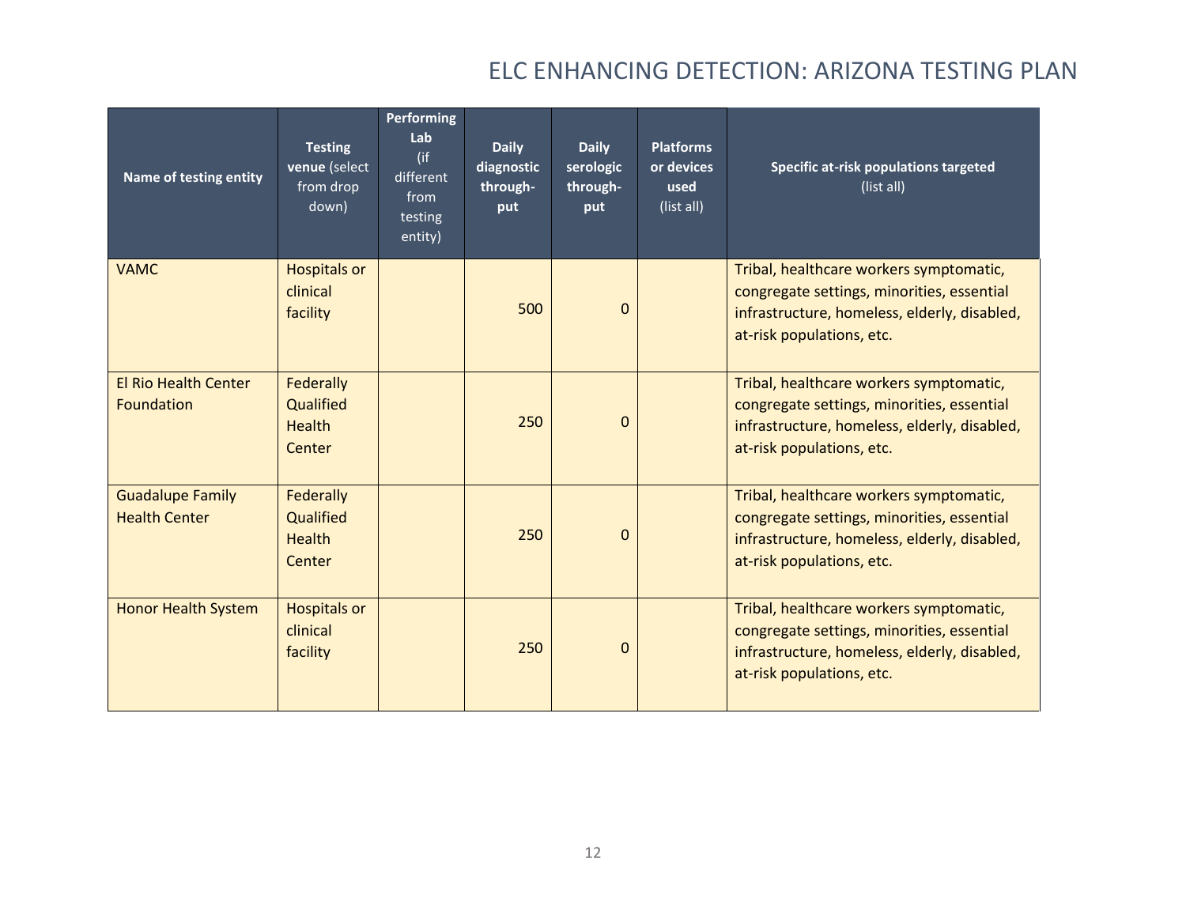| Name of testing entity | Testing venue (select from drop down) | Performing Lab (if different from testing entity) | Daily diagnostic through-put | Daily serologic through-put | Platforms or devices used (list all) | Specific at-risk populations targeted (list all) |
|---|---|---|---|---|---|---|
| VAMC | Hospitals or clinical facility | | 500 | 0 | | Tribal, healthcare workers symptomatic, congregate settings, minorities, essential infrastructure, homeless, elderly, disabled, at-risk populations, etc. |
| El Rio Health Center Foundation | Federally Qualified Health Center | | 250 | 0 | | Tribal, healthcare workers symptomatic, congregate settings, minorities, essential infrastructure, homeless, elderly, disabled, at-risk populations, etc. |
| Guadalupe Family Health Center | Federally Qualified Health Center | | 250 | 0 | | Tribal, healthcare workers symptomatic, congregate settings, minorities, essential infrastructure, homeless, elderly, disabled, at-risk populations, etc. |
| Honor Health System | Hospitals or clinical facility | | 250 | 0 | | Tribal, healthcare workers symptomatic, congregate settings, minorities, essential infrastructure, homeless, elderly, disabled, at-risk populations, etc. |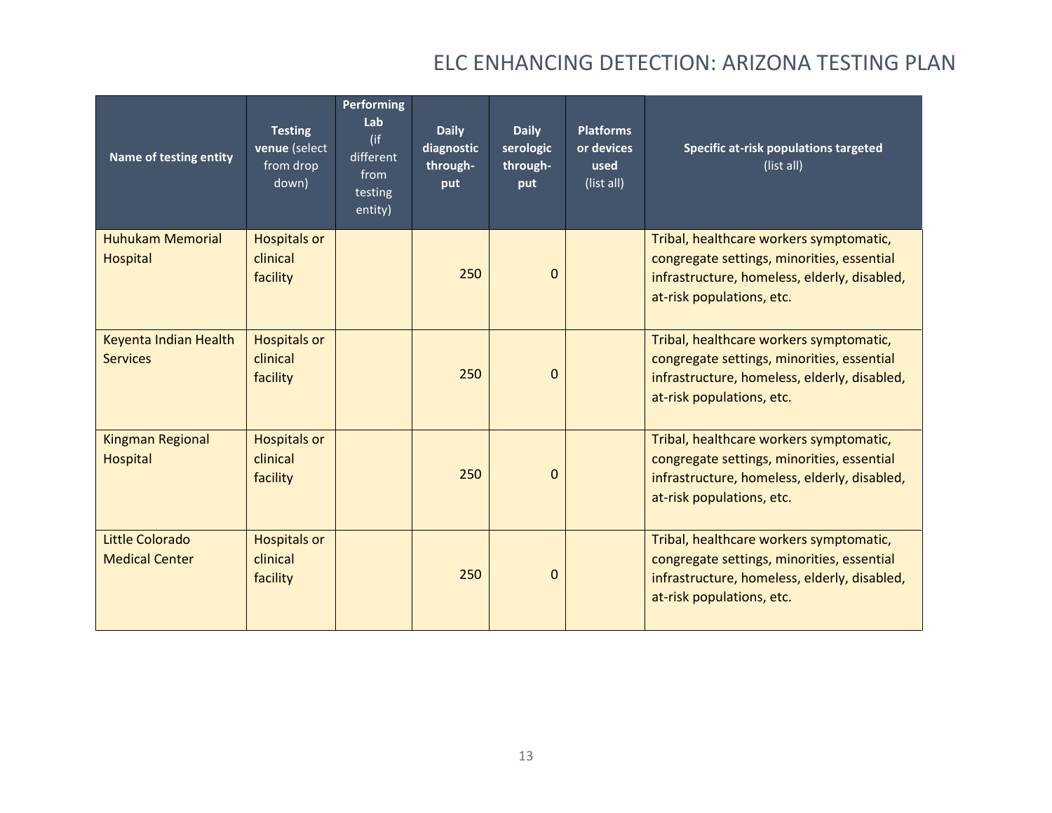| Name of testing entity | **Testing venue** (select from drop down) | **Performing Lab** (if different from testing entity) | **Daily diagnostic through-put** | **Daily serologic through-put** | **Platforms or devices used** (list all) | **Specific at-risk populations targeted** (list all) |
|---|---|---|---|---|---|---|
| Huhukam Memorial Hospital | Hospitals or clinical facility | | 250 | 0 | | Tribal, healthcare workers symptomatic, congregate settings, minorities, essential infrastructure, homeless, elderly, disabled, at-risk populations, etc. |
| Keyenta Indian Health Services | Hospitals or clinical facility | | 250 | 0 | | Tribal, healthcare workers symptomatic, congregate settings, minorities, essential infrastructure, homeless, elderly, disabled, at-risk populations, etc. |
| Kingman Regional Hospital | Hospitals or clinical facility | | 250 | 0 | | Tribal, healthcare workers symptomatic, congregate settings, minorities, essential infrastructure, homeless, elderly, disabled, at-risk populations, etc. |
| Little Colorado Medical Center | Hospitals or clinical facility | | 250 | 0 | | Tribal, healthcare workers symptomatic, congregate settings, minorities, essential infrastructure, homeless, elderly, disabled, at-risk populations, etc. |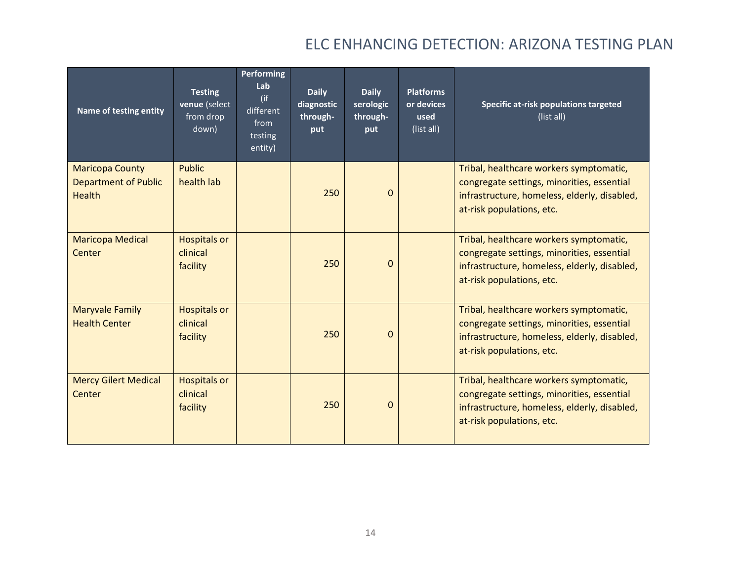| Name of testing entity | Testing venue (select from drop down) | Performing Lab (if different from testing entity) | Daily diagnostic through-put | Daily serologic through-put | Platforms or devices used (list all) | Specific at-risk populations targeted (list all) |
|---|---|---|---|---|---|---|
| Maricopa County Department of Public Health | Public health lab | | 250 | 0 | | Tribal, healthcare workers symptomatic, congregate settings, minorities, essential infrastructure, homeless, elderly, disabled, at-risk populations, etc. |
| Maricopa Medical Center | Hospitals or clinical facility | | 250 | 0 | | Tribal, healthcare workers symptomatic, congregate settings, minorities, essential infrastructure, homeless, elderly, disabled, at-risk populations, etc. |
| Maryvale Family Health Center | Hospitals or clinical facility | | 250 | 0 | | Tribal, healthcare workers symptomatic, congregate settings, minorities, essential infrastructure, homeless, elderly, disabled, at-risk populations, etc. |
| Mercy Gilert Medical Center | Hospitals or clinical facility | | 250 | 0 | | Tribal, healthcare workers symptomatic, congregate settings, minorities, essential infrastructure, homeless, elderly, disabled, at-risk populations, etc. |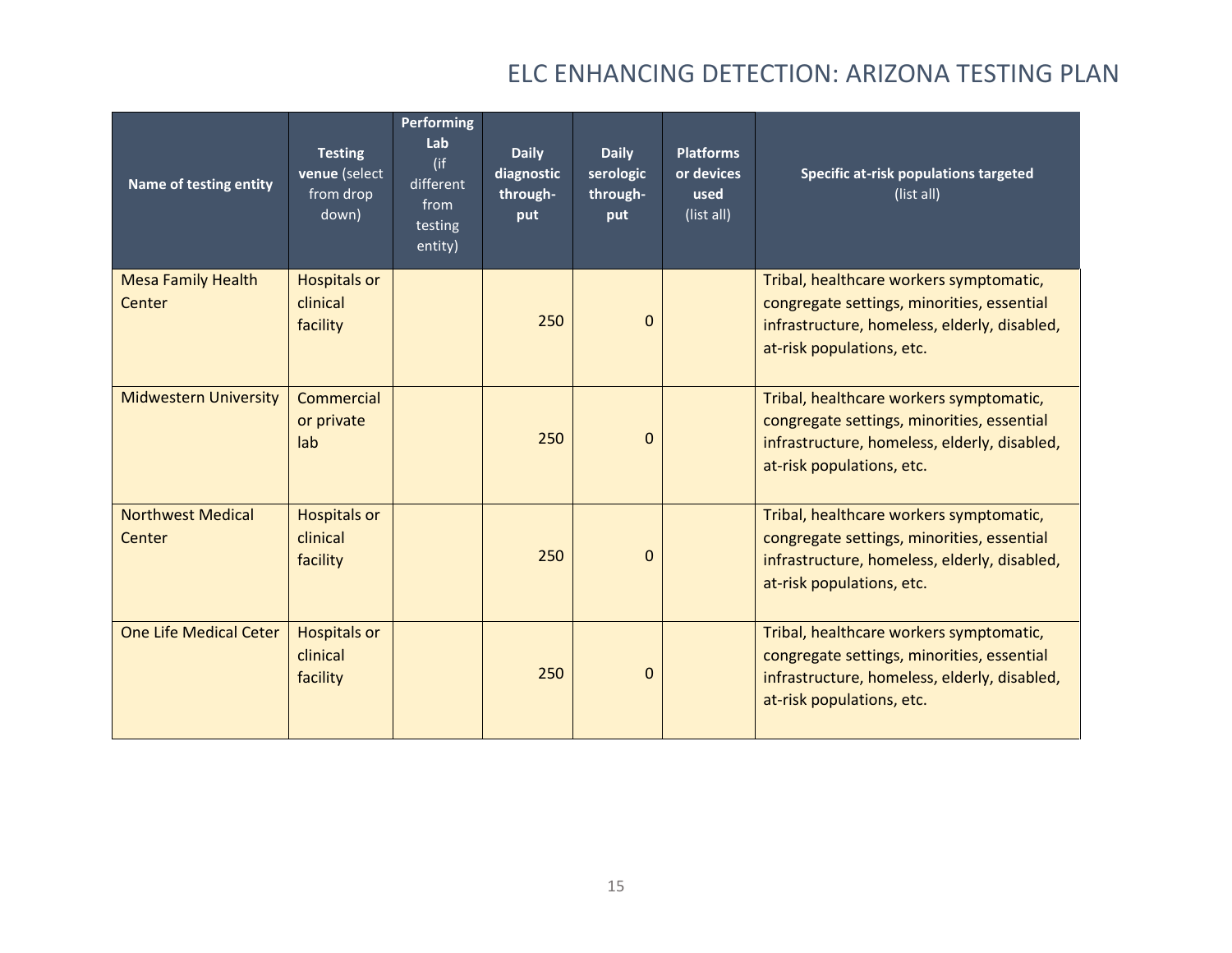| Name of testing entity | **Testing venue** (select from drop down) | **Performing Lab** (if different from testing entity) | **Daily diagnostic through-put** | **Daily serologic through-put** | **Platforms or devices used** (list all) | **Specific at-risk populations targeted** (list all) |
|---|---|---|---|---|---|---|
| Mesa Family Health Center | Hospitals or clinical facility | | 250 | 0 | | Tribal, healthcare workers symptomatic, congregate settings, minorities, essential infrastructure, homeless, elderly, disabled, at-risk populations, etc. |
| Midwestern University | Commercial or private lab | | 250 | 0 | | Tribal, healthcare workers symptomatic, congregate settings, minorities, essential infrastructure, homeless, elderly, disabled, at-risk populations, etc. |
| Northwest Medical Center | Hospitals or clinical facility | | 250 | 0 | | Tribal, healthcare workers symptomatic, congregate settings, minorities, essential infrastructure, homeless, elderly, disabled, at-risk populations, etc. |
| One Life Medical Ceter | Hospitals or clinical facility | | 250 | 0 | | Tribal, healthcare workers symptomatic, congregate settings, minorities, essential infrastructure, homeless, elderly, disabled, at-risk populations, etc. |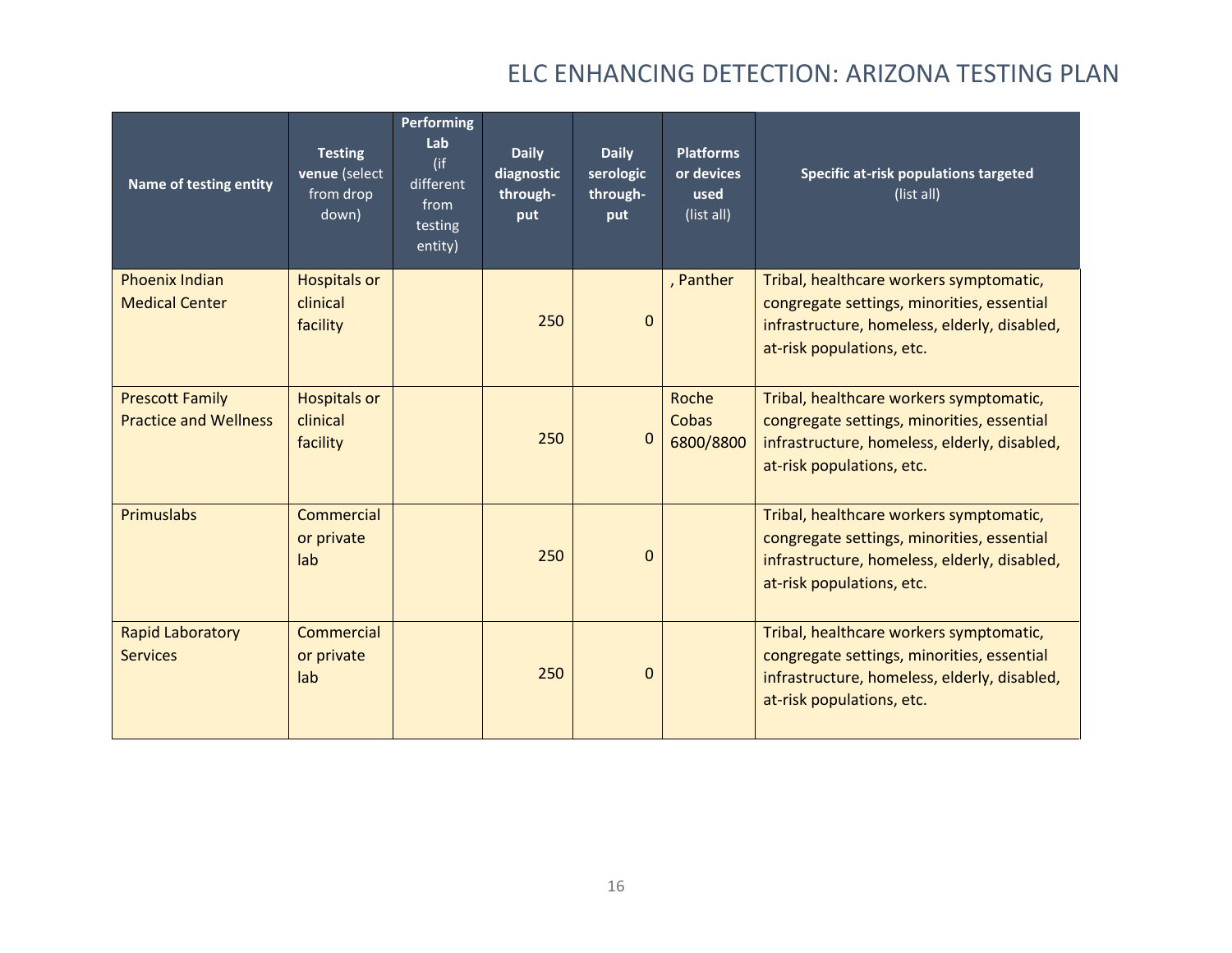| Name of testing entity | Testing venue (select from drop down) | Performing Lab (if different from testing entity) | Daily diagnostic through-put | Daily serologic through-put | Platforms or devices used (list all) | Specific at-risk populations targeted (list all) |
|---|---|---|---|---|---|---|
| Phoenix Indian Medical Center | Hospitals or clinical facility | | 250 | 0 | , Panther | Tribal, healthcare workers symptomatic, congregate settings, minorities, essential infrastructure, homeless, elderly, disabled, at-risk populations, etc. |
| Prescott Family Practice and Wellness | Hospitals or clinical facility | | 250 | 0 | Roche Cobas 6800/8800 | Tribal, healthcare workers symptomatic, congregate settings, minorities, essential infrastructure, homeless, elderly, disabled, at-risk populations, etc. |
| Primuslabs | Commercial or private lab | | 250 | 0 | | Tribal, healthcare workers symptomatic, congregate settings, minorities, essential infrastructure, homeless, elderly, disabled, at-risk populations, etc. |
| Rapid Laboratory Services | Commercial or private lab | | 250 | 0 | | Tribal, healthcare workers symptomatic, congregate settings, minorities, essential infrastructure, homeless, elderly, disabled, at-risk populations, etc. |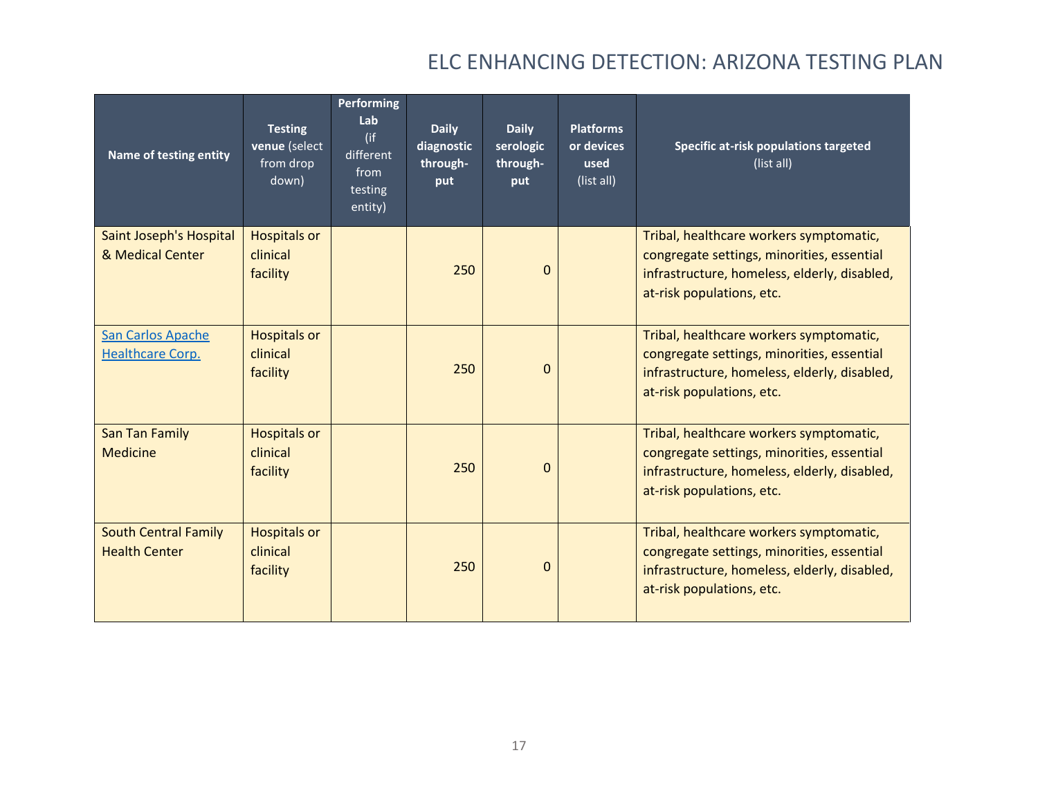# ELC ENHANCING DETECTION: ARIZONA TESTING PLAN

| **Name of testing entity** | **Testing venue** (select from drop down) | **Performing Lab** (if different from testing entity) | **Daily diagnostic through-put** | **Daily serologic through-put** | **Platforms or devices used** (list all) | **Specific at-risk populations targeted** (list all) |
|---|---|---|---|---|---|---|
| Saint Joseph's Hospital & Medical Center | Hospitals or clinical facility | | 250 | 0 | | Tribal, healthcare workers symptomatic, congregate settings, minorities, essential infrastructure, homeless, elderly, disabled, at-risk populations, etc. |
| San Carlos Apache Healthcare Corp. | Hospitals or clinical facility | | 250 | 0 | | Tribal, healthcare workers symptomatic, congregate settings, minorities, essential infrastructure, homeless, elderly, disabled, at-risk populations, etc. |
| San Tan Family Medicine | Hospitals or clinical facility | | 250 | 0 | | Tribal, healthcare workers symptomatic, congregate settings, minorities, essential infrastructure, homeless, elderly, disabled, at-risk populations, etc. |
| South Central Family Health Center | Hospitals or clinical facility | | 250 | 0 | | Tribal, healthcare workers symptomatic, congregate settings, minorities, essential infrastructure, homeless, elderly, disabled, at-risk populations, etc. |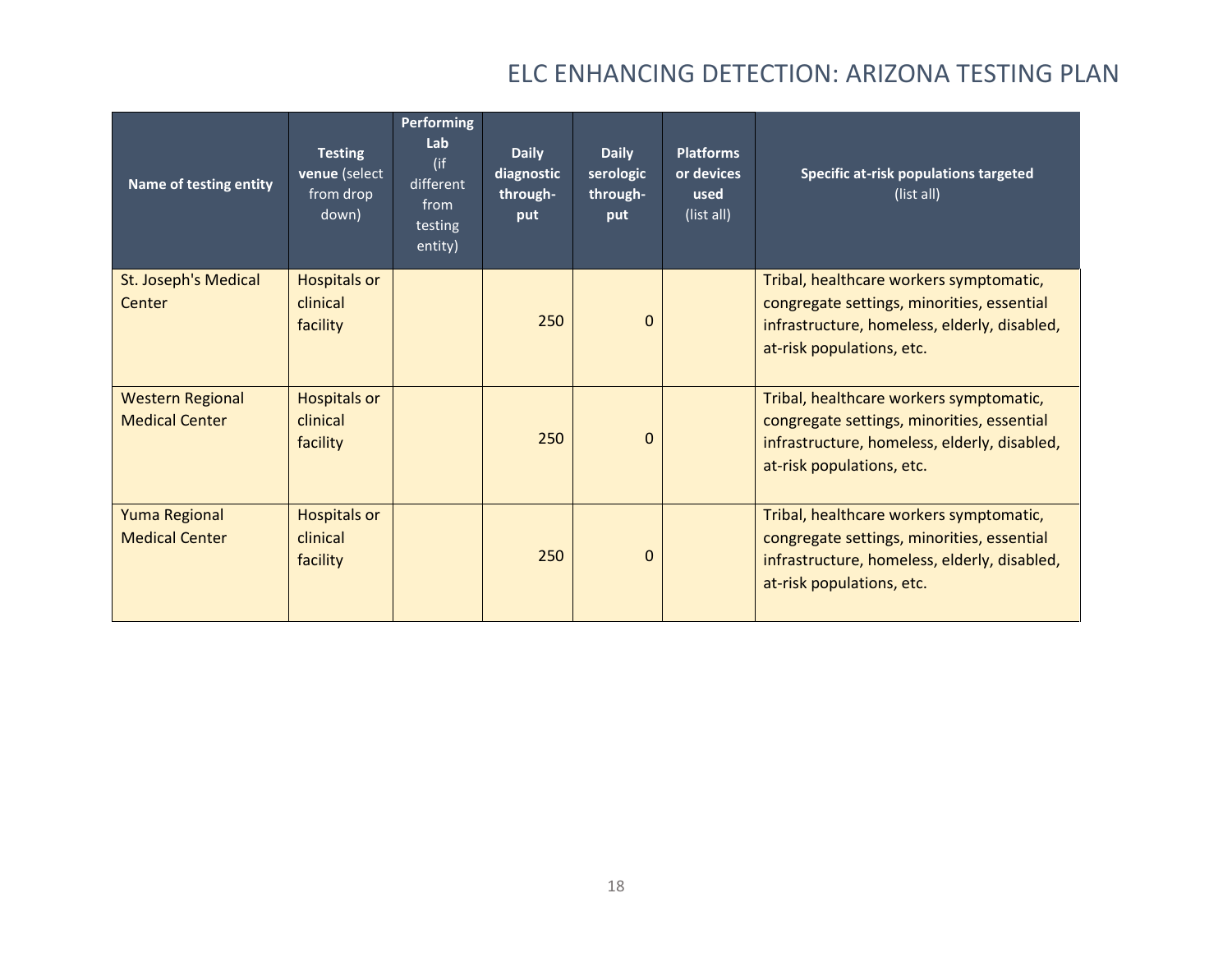| Name of testing entity | Testing venue (select from drop down) | Performing Lab (if different from testing entity) | Daily diagnostic through-put | Daily serologic through-put | Platforms or devices used (list all) | Specific at-risk populations targeted (list all) |
|---|---|---|---|---|---|---|
| St. Joseph's Medical Center | Hospitals or clinical facility | | 250 | 0 | | Tribal, healthcare workers symptomatic, congregate settings, minorities, essential infrastructure, homeless, elderly, disabled, at-risk populations, etc. |
| Western Regional Medical Center | Hospitals or clinical facility | | 250 | 0 | | Tribal, healthcare workers symptomatic, congregate settings, minorities, essential infrastructure, homeless, elderly, disabled, at-risk populations, etc. |
| Yuma Regional Medical Center | Hospitals or clinical facility | | 250 | 0 | | Tribal, healthcare workers symptomatic, congregate settings, minorities, essential infrastructure, homeless, elderly, disabled, at-risk populations, etc. |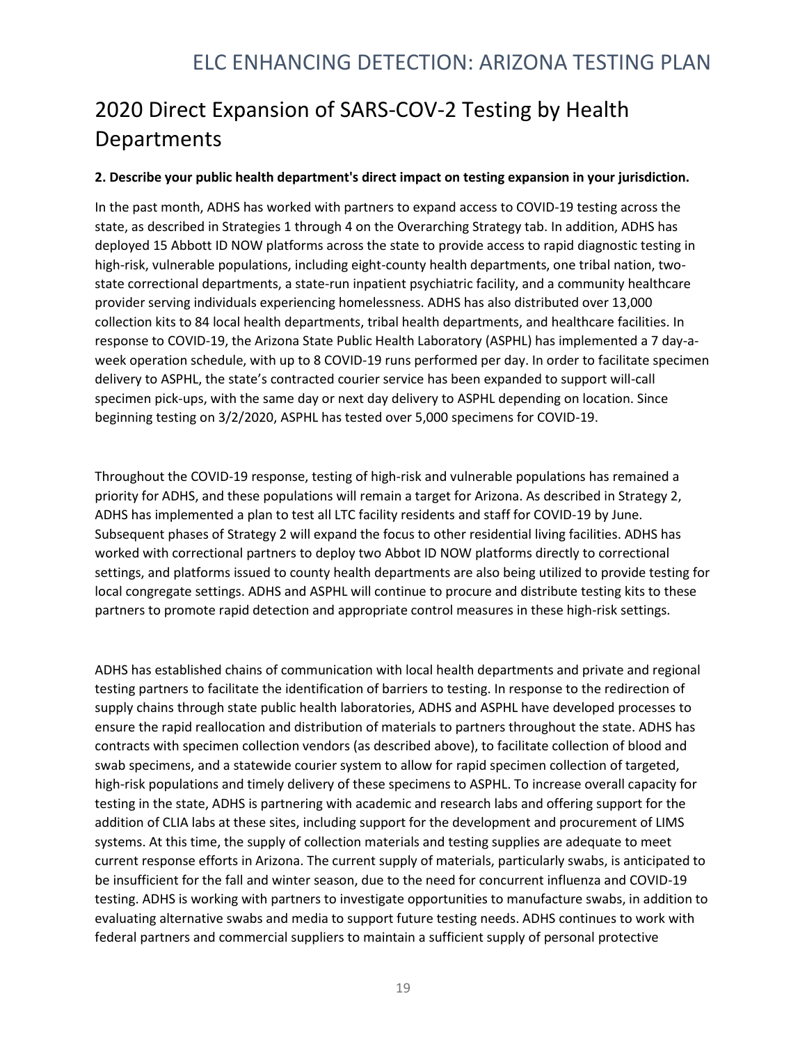# 2020 Direct Expansion of SARS-COV-2 Testing by Health Departments

**2. Describe your public health department's direct impact on testing expansion in your jurisdiction.**

In the past month, ADHS has worked with partners to expand access to COVID-19 testing across the state, as described in Strategies 1 through 4 on the Overarching Strategy tab. In addition, ADHS has deployed 15 Abbott ID NOW platforms across the state to provide access to rapid diagnostic testing in high-risk, vulnerable populations, including eight-county health departments, one tribal nation, two-state correctional departments, a state-run inpatient psychiatric facility, and a community healthcare provider serving individuals experiencing homelessness. ADHS has also distributed over 13,000 collection kits to 84 local health departments, tribal health departments, and healthcare facilities. In response to COVID-19, the Arizona State Public Health Laboratory (ASPHL) has implemented a 7 day-a-week operation schedule, with up to 8 COVID-19 runs performed per day. In order to facilitate specimen delivery to ASPHL, the state's contracted courier service has been expanded to support will-call specimen pick-ups, with the same day or next day delivery to ASPHL depending on location. Since beginning testing on 3/2/2020, ASPHL has tested over 5,000 specimens for COVID-19.

Throughout the COVID-19 response, testing of high-risk and vulnerable populations has remained a priority for ADHS, and these populations will remain a target for Arizona. As described in Strategy 2, ADHS has implemented a plan to test all LTC facility residents and staff for COVID-19 by June. Subsequent phases of Strategy 2 will expand the focus to other residential living facilities. ADHS has worked with correctional partners to deploy two Abbot ID NOW platforms directly to correctional settings, and platforms issued to county health departments are also being utilized to provide testing for local congregate settings. ADHS and ASPHL will continue to procure and distribute testing kits to these partners to promote rapid detection and appropriate control measures in these high-risk settings.

ADHS has established chains of communication with local health departments and private and regional testing partners to facilitate the identification of barriers to testing. In response to the redirection of supply chains through state public health laboratories, ADHS and ASPHL have developed processes to ensure the rapid reallocation and distribution of materials to partners throughout the state. ADHS has contracts with specimen collection vendors (as described above), to facilitate collection of blood and swab specimens, and a statewide courier system to allow for rapid specimen collection of targeted, high-risk populations and timely delivery of these specimens to ASPHL. To increase overall capacity for testing in the state, ADHS is partnering with academic and research labs and offering support for the addition of CLIA labs at these sites, including support for the development and procurement of LIMS systems. At this time, the supply of collection materials and testing supplies are adequate to meet current response efforts in Arizona. The current supply of materials, particularly swabs, is anticipated to be insufficient for the fall and winter season, due to the need for concurrent influenza and COVID-19 testing. ADHS is working with partners to investigate opportunities to manufacture swabs, in addition to evaluating alternative swabs and media to support future testing needs. ADHS continues to work with federal partners and commercial suppliers to maintain a sufficient supply of personal protective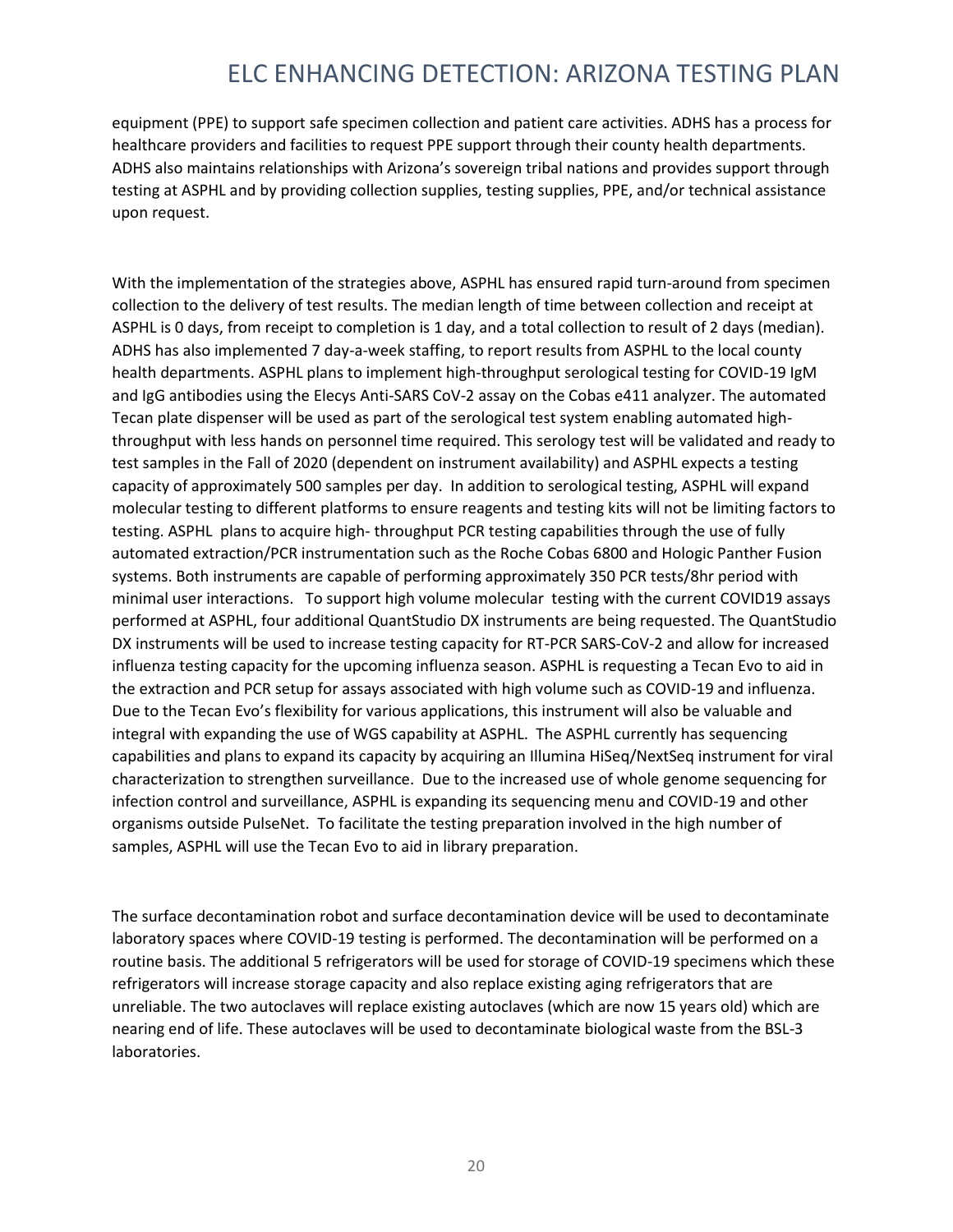equipment (PPE) to support safe specimen collection and patient care activities. ADHS has a process for healthcare providers and facilities to request PPE support through their county health departments. ADHS also maintains relationships with Arizona's sovereign tribal nations and provides support through testing at ASPHL and by providing collection supplies, testing supplies, PPE, and/or technical assistance upon request.

With the implementation of the strategies above, ASPHL has ensured rapid turn-around from specimen collection to the delivery of test results. The median length of time between collection and receipt at ASPHL is 0 days, from receipt to completion is 1 day, and a total collection to result of 2 days (median). ADHS has also implemented 7 day-a-week staffing, to report results from ASPHL to the local county health departments. ASPHL plans to implement high-throughput serological testing for COVID-19 IgM and IgG antibodies using the Elecys Anti-SARS CoV-2 assay on the Cobas e411 analyzer. The automated Tecan plate dispenser will be used as part of the serological test system enabling automated high-throughput with less hands on personnel time required. This serology test will be validated and ready to test samples in the Fall of 2020 (dependent on instrument availability) and ASPHL expects a testing capacity of approximately 500 samples per day. In addition to serological testing, ASPHL will expand molecular testing to different platforms to ensure reagents and testing kits will not be limiting factors to testing. ASPHL plans to acquire high- throughput PCR testing capabilities through the use of fully automated extraction/PCR instrumentation such as the Roche Cobas 6800 and Hologic Panther Fusion systems. Both instruments are capable of performing approximately 350 PCR tests/8hr period with minimal user interactions. To support high volume molecular testing with the current COVID19 assays performed at ASPHL, four additional QuantStudio DX instruments are being requested. The QuantStudio DX instruments will be used to increase testing capacity for RT-PCR SARS-CoV-2 and allow for increased influenza testing capacity for the upcoming influenza season. ASPHL is requesting a Tecan Evo to aid in the extraction and PCR setup for assays associated with high volume such as COVID-19 and influenza. Due to the Tecan Evo's flexibility for various applications, this instrument will also be valuable and integral with expanding the use of WGS capability at ASPHL. The ASPHL currently has sequencing capabilities and plans to expand its capacity by acquiring an Illumina HiSeq/NextSeq instrument for viral characterization to strengthen surveillance. Due to the increased use of whole genome sequencing for infection control and surveillance, ASPHL is expanding its sequencing menu and COVID-19 and other organisms outside PulseNet. To facilitate the testing preparation involved in the high number of samples, ASPHL will use the Tecan Evo to aid in library preparation.

The surface decontamination robot and surface decontamination device will be used to decontaminate laboratory spaces where COVID-19 testing is performed. The decontamination will be performed on a routine basis. The additional 5 refrigerators will be used for storage of COVID-19 specimens which these refrigerators will increase storage capacity and also replace existing aging refrigerators that are unreliable. The two autoclaves will replace existing autoclaves (which are now 15 years old) which are nearing end of life. These autoclaves will be used to decontaminate biological waste from the BSL-3 laboratories.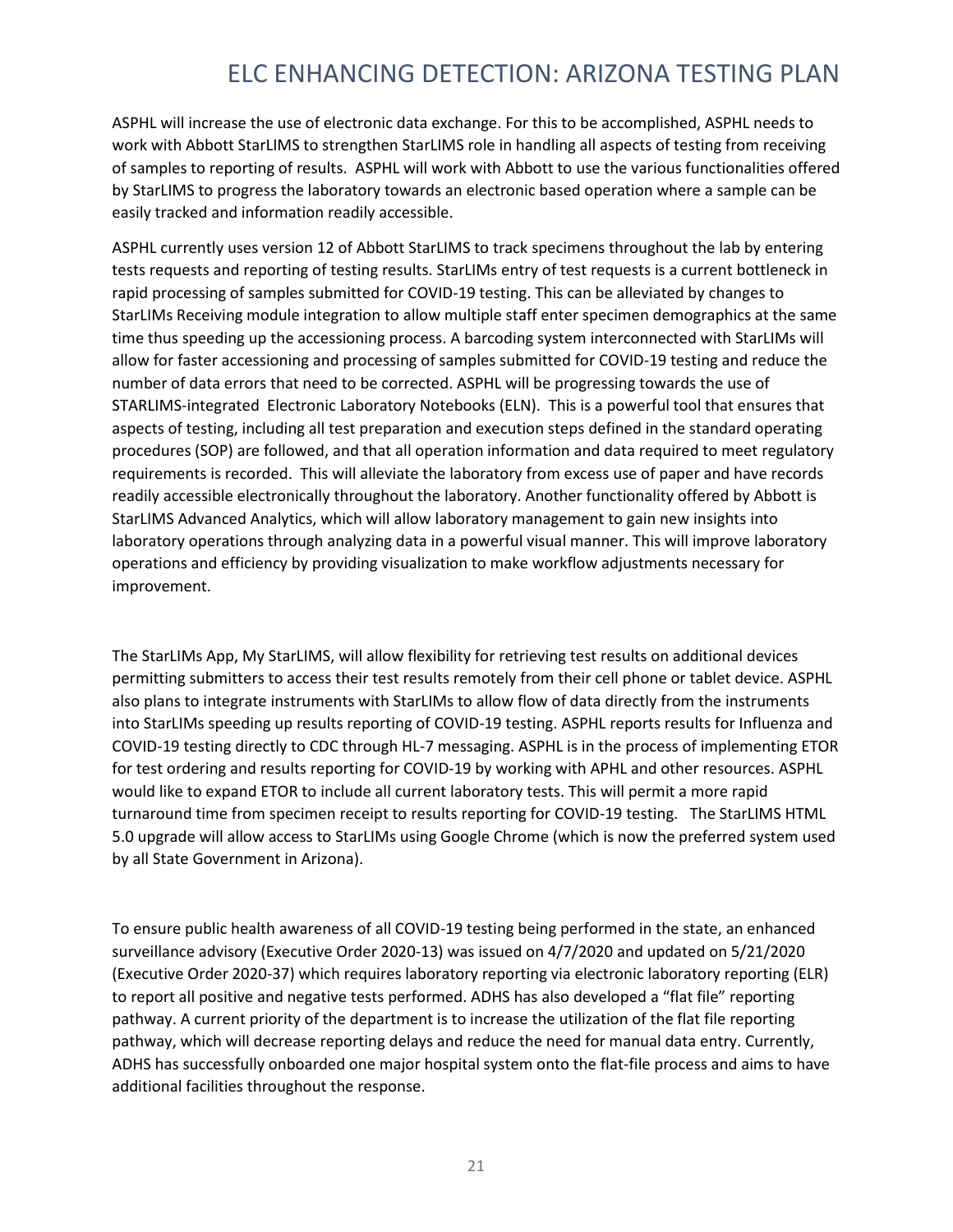ASPHL will increase the use of electronic data exchange. For this to be accomplished, ASPHL needs to work with Abbott StarLIMS to strengthen StarLIMS role in handling all aspects of testing from receiving of samples to reporting of results. ASPHL will work with Abbott to use the various functionalities offered by StarLIMS to progress the laboratory towards an electronic based operation where a sample can be easily tracked and information readily accessible.

ASPHL currently uses version 12 of Abbott StarLIMS to track specimens throughout the lab by entering tests requests and reporting of testing results. StarLIMs entry of test requests is a current bottleneck in rapid processing of samples submitted for COVID-19 testing. This can be alleviated by changes to StarLIMs Receiving module integration to allow multiple staff enter specimen demographics at the same time thus speeding up the accessioning process. A barcoding system interconnected with StarLIMs will allow for faster accessioning and processing of samples submitted for COVID-19 testing and reduce the number of data errors that need to be corrected. ASPHL will be progressing towards the use of STARLIMS-integrated Electronic Laboratory Notebooks (ELN). This is a powerful tool that ensures that aspects of testing, including all test preparation and execution steps defined in the standard operating procedures (SOP) are followed, and that all operation information and data required to meet regulatory requirements is recorded. This will alleviate the laboratory from excess use of paper and have records readily accessible electronically throughout the laboratory. Another functionality offered by Abbott is StarLIMS Advanced Analytics, which will allow laboratory management to gain new insights into laboratory operations through analyzing data in a powerful visual manner. This will improve laboratory operations and efficiency by providing visualization to make workflow adjustments necessary for improvement.

The StarLIMs App, My StarLIMS, will allow flexibility for retrieving test results on additional devices permitting submitters to access their test results remotely from their cell phone or tablet device. ASPHL also plans to integrate instruments with StarLIMs to allow flow of data directly from the instruments into StarLIMs speeding up results reporting of COVID-19 testing. ASPHL reports results for Influenza and COVID-19 testing directly to CDC through HL-7 messaging. ASPHL is in the process of implementing ETOR for test ordering and results reporting for COVID-19 by working with APHL and other resources. ASPHL would like to expand ETOR to include all current laboratory tests. This will permit a more rapid turnaround time from specimen receipt to results reporting for COVID-19 testing. The StarLIMS HTML 5.0 upgrade will allow access to StarLIMs using Google Chrome (which is now the preferred system used by all State Government in Arizona).

To ensure public health awareness of all COVID-19 testing being performed in the state, an enhanced surveillance advisory (Executive Order 2020-13) was issued on 4/7/2020 and updated on 5/21/2020 (Executive Order 2020-37) which requires laboratory reporting via electronic laboratory reporting (ELR) to report all positive and negative tests performed. ADHS has also developed a "flat file" reporting pathway. A current priority of the department is to increase the utilization of the flat file reporting pathway, which will decrease reporting delays and reduce the need for manual data entry. Currently, ADHS has successfully onboarded one major hospital system onto the flat-file process and aims to have additional facilities throughout the response.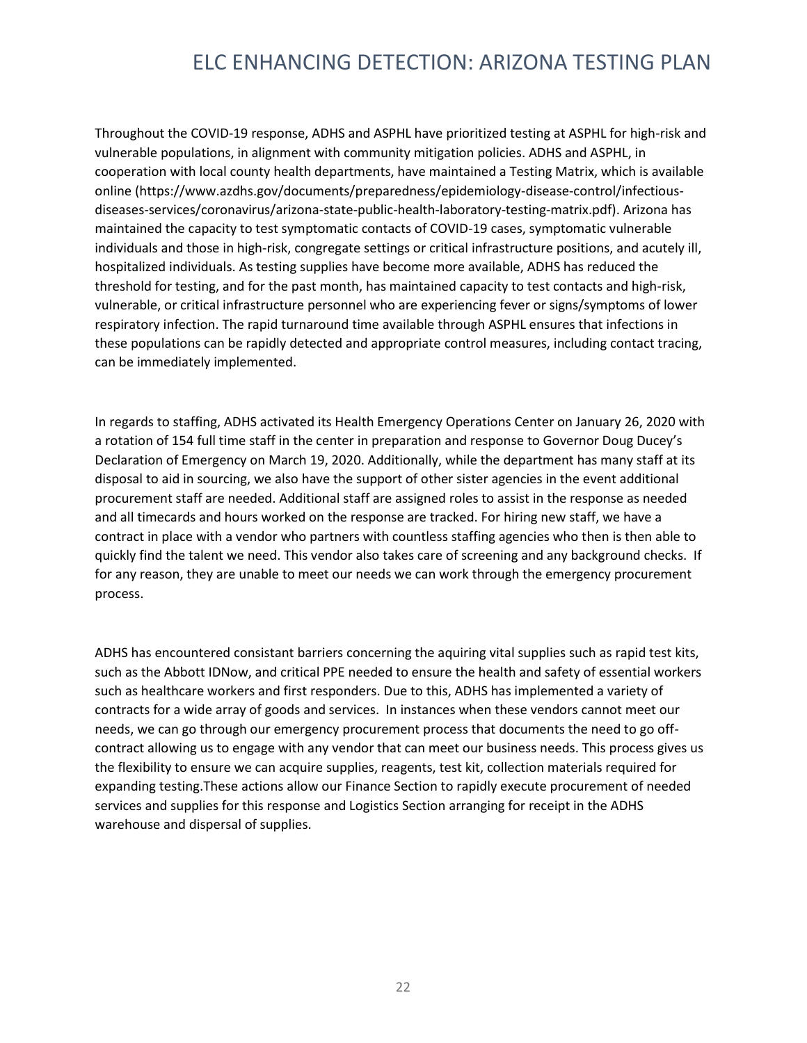Throughout the COVID-19 response, ADHS and ASPHL have prioritized testing at ASPHL for high-risk and vulnerable populations, in alignment with community mitigation policies. ADHS and ASPHL, in cooperation with local county health departments, have maintained a Testing Matrix, which is available online (https://www.azdhs.gov/documents/preparedness/epidemiology-disease-control/infectious-diseases-services/coronavirus/arizona-state-public-health-laboratory-testing-matrix.pdf). Arizona has maintained the capacity to test symptomatic contacts of COVID-19 cases, symptomatic vulnerable individuals and those in high-risk, congregate settings or critical infrastructure positions, and acutely ill, hospitalized individuals. As testing supplies have become more available, ADHS has reduced the threshold for testing, and for the past month, has maintained capacity to test contacts and high-risk, vulnerable, or critical infrastructure personnel who are experiencing fever or signs/symptoms of lower respiratory infection. The rapid turnaround time available through ASPHL ensures that infections in these populations can be rapidly detected and appropriate control measures, including contact tracing, can be immediately implemented.

In regards to staffing, ADHS activated its Health Emergency Operations Center on January 26, 2020 with a rotation of 154 full time staff in the center in preparation and response to Governor Doug Ducey's Declaration of Emergency on March 19, 2020. Additionally, while the department has many staff at its disposal to aid in sourcing, we also have the support of other sister agencies in the event additional procurement staff are needed. Additional staff are assigned roles to assist in the response as needed and all timecards and hours worked on the response are tracked. For hiring new staff, we have a contract in place with a vendor who partners with countless staffing agencies who then is then able to quickly find the talent we need. This vendor also takes care of screening and any background checks. If for any reason, they are unable to meet our needs we can work through the emergency procurement process.

ADHS has encountered consistant barriers concerning the aquiring vital supplies such as rapid test kits, such as the Abbott IDNow, and critical PPE needed to ensure the health and safety of essential workers such as healthcare workers and first responders. Due to this, ADHS has implemented a variety of contracts for a wide array of goods and services. In instances when these vendors cannot meet our needs, we can go through our emergency procurement process that documents the need to go off-contract allowing us to engage with any vendor that can meet our business needs. This process gives us the flexibility to ensure we can acquire supplies, reagents, test kit, collection materials required for expanding testing.These actions allow our Finance Section to rapidly execute procurement of needed services and supplies for this response and Logistics Section arranging for receipt in the ADHS warehouse and dispersal of supplies.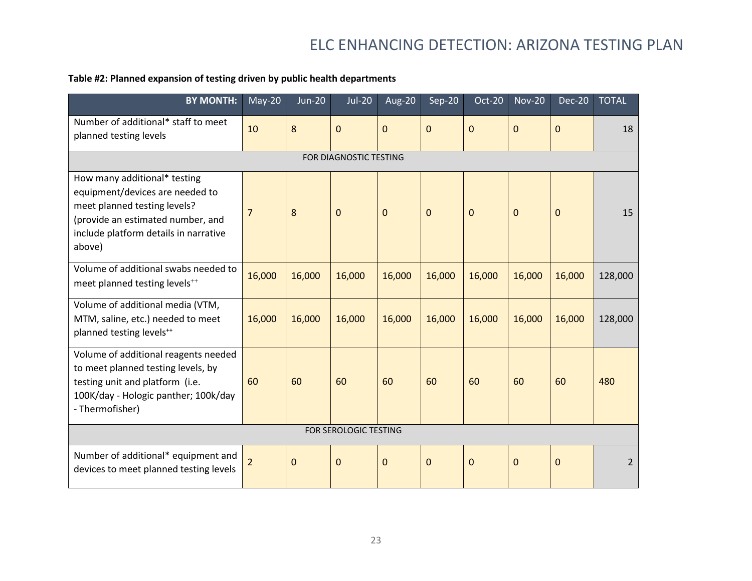**Table #2: Planned expansion of testing driven by public health departments**

| BY MONTH: | May-20 | Jun-20 | Jul-20 | Aug-20 | Sep-20 | Oct-20 | Nov-20 | Dec-20 | TOTAL |
|---|---|---|---|---|---|---|---|---|---|
| Number of additional* staff to meet planned testing levels | 10 | 8 | 0 | 0 | 0 | 0 | 0 | 0 | 18 |
| FOR DIAGNOSTIC TESTING | | | | | | | | | |
| How many additional* testing equipment/devices are needed to meet planned testing levels? (provide an estimated number, and include platform details in narrative above) | 7 | 8 | 0 | 0 | 0 | 0 | 0 | 0 | 15 |
| Volume of additional swabs needed to meet planned testing levels++ | 16,000 | 16,000 | 16,000 | 16,000 | 16,000 | 16,000 | 16,000 | 16,000 | 128,000 |
| Volume of additional media (VTM, MTM, saline, etc.) needed to meet planned testing levels++ | 16,000 | 16,000 | 16,000 | 16,000 | 16,000 | 16,000 | 16,000 | 16,000 | 128,000 |
| Volume of additional reagents needed to meet planned testing levels, by testing unit and platform (i.e. 100K/day - Hologic panther; 100k/day - Thermofisher) | 60 | 60 | 60 | 60 | 60 | 60 | 60 | 60 | 480 |
| FOR SEROLOGIC TESTING | | | | | | | | | |
| Number of additional* equipment and devices to meet planned testing levels | 2 | 0 | 0 | 0 | 0 | 0 | 0 | 0 | 2 |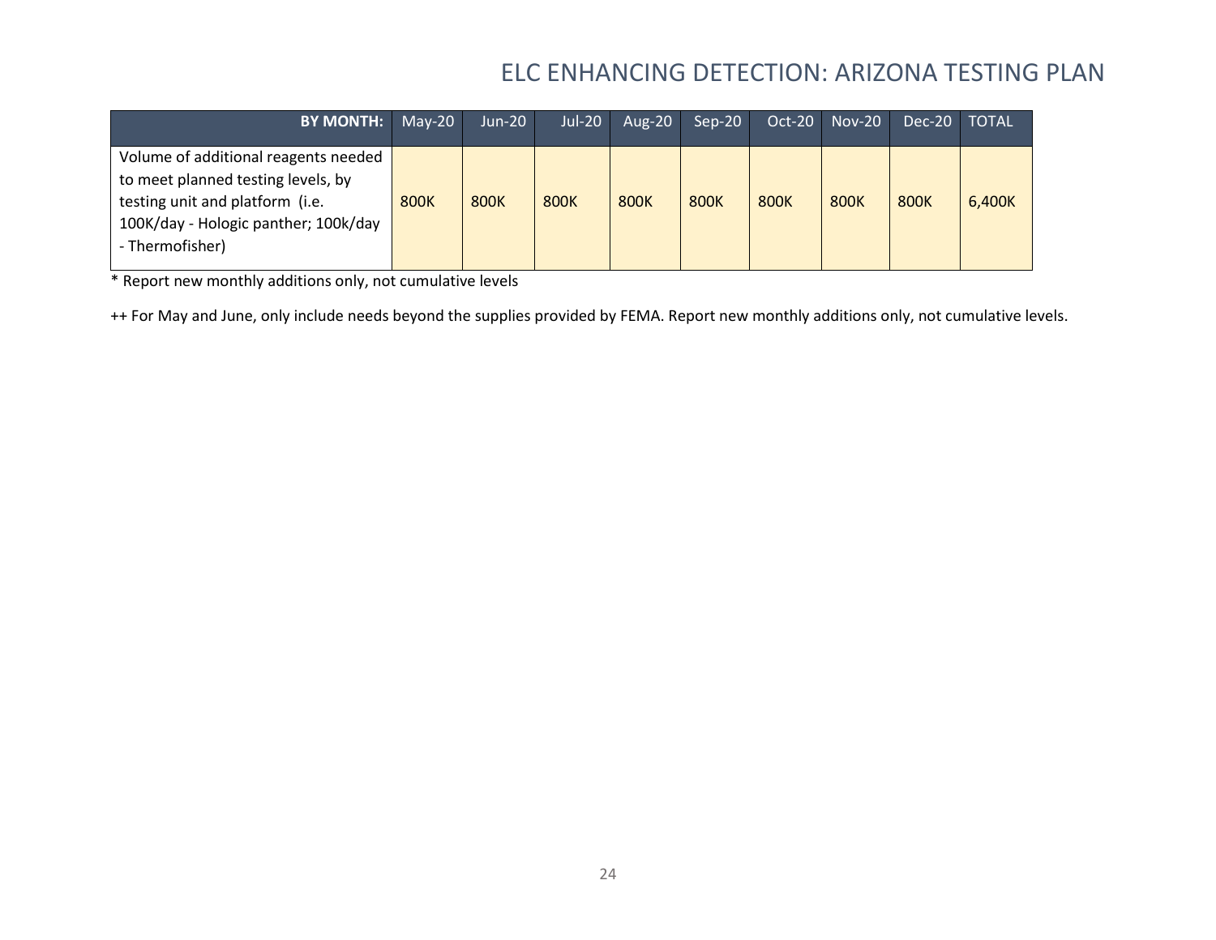# ELC ENHANCING DETECTION: ARIZONA TESTING PLAN

| BY MONTH: | May-20 | Jun-20 | Jul-20 | Aug-20 | Sep-20 | Oct-20 | Nov-20 | Dec-20 | TOTAL |
|---|---|---|---|---|---|---|---|---|---|
| Volume of additional reagents needed to meet planned testing levels, by testing unit and platform (i.e. 100K/day - Hologic panther; 100k/day - Thermofisher) | 800K | 800K | 800K | 800K | 800K | 800K | 800K | 800K | 6,400K |

* Report new monthly additions only, not cumulative levels

++ For May and June, only include needs beyond the supplies provided by FEMA. Report new monthly additions only, not cumulative levels.